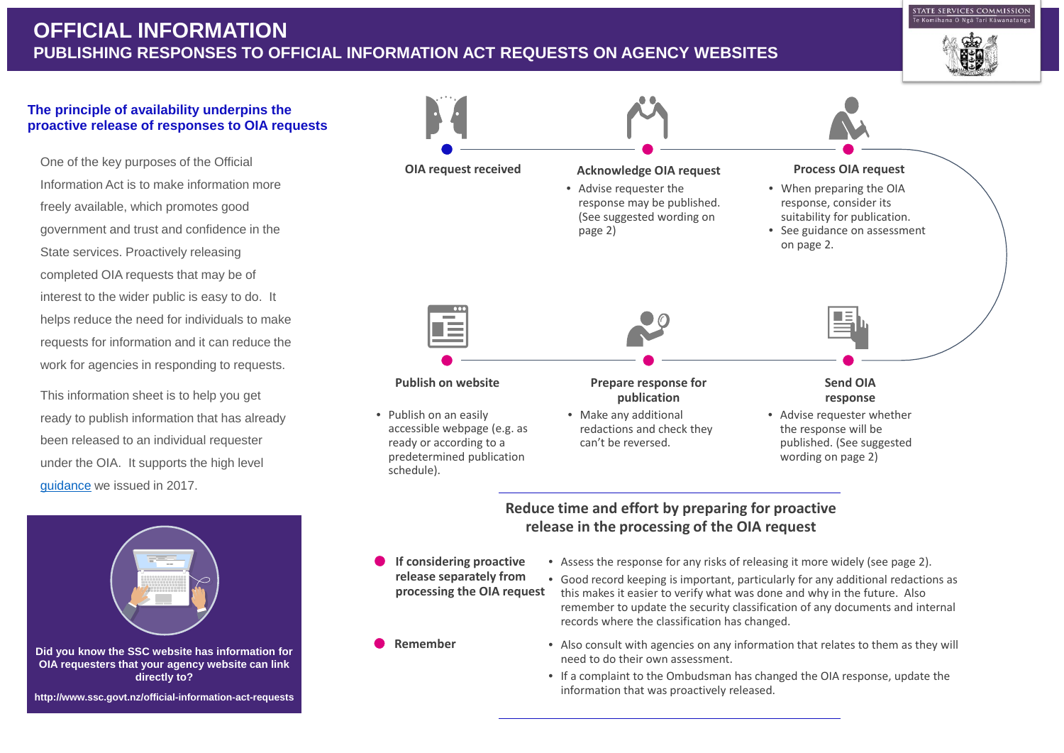# OFFICIAL INFORMATION

## PUBLISHING RESPONSES TO OFFICIAL INFORMATION ACT REQUESTS ON AGENCY WEBSITES

STATE SERVICES COMMISSION
Te Komihana O Ngā Tari Kāwanatanga

### The principle of availability underpins the proactive release of responses to OIA requests

One of the key purposes of the Official Information Act is to make information more freely available, which promotes good government and trust and confidence in the State services. Proactively releasing completed OIA requests that may be of interest to the wider public is easy to do. It helps reduce the need for individuals to make requests for information and it can reduce the work for agencies in responding to requests.

This information sheet is to help you get ready to publish information that has already been released to an individual requester under the OIA. It supports the high level guidance we issued in 2017.

**Did you know the SSC website has information for OIA requesters that your agency website can link directly to?**

**http://www.ssc.govt.nz/official-information-act-requests**

**OIA request received**

**Acknowledge OIA request**

- Advise requester the response may be published. (See suggested wording on page 2)

**Process OIA request**

- When preparing the OIA response, consider its suitability for publication.
- See guidance on assessment on page 2.

**Send OIA response**

- Advise requester whether the response will be published. (See suggested wording on page 2)

**Prepare response for publication**

- Make any additional redactions and check they can't be reversed.

**Publish on website**

- Publish on an easily accessible webpage (e.g. as ready or according to a predetermined publication schedule).

### Reduce time and effort by preparing for proactive release in the processing of the OIA request

**If considering proactive release separately from processing the OIA request**

- Assess the response for any risks of releasing it more widely (see page 2).
- Good record keeping is important, particularly for any additional redactions as this makes it easier to verify what was done and why in the future. Also remember to update the security classification of any documents and internal records where the classification has changed.

**Remember**

- Also consult with agencies on any information that relates to them as they will need to do their own assessment.
- If a complaint to the Ombudsman has changed the OIA response, update the information that was proactively released.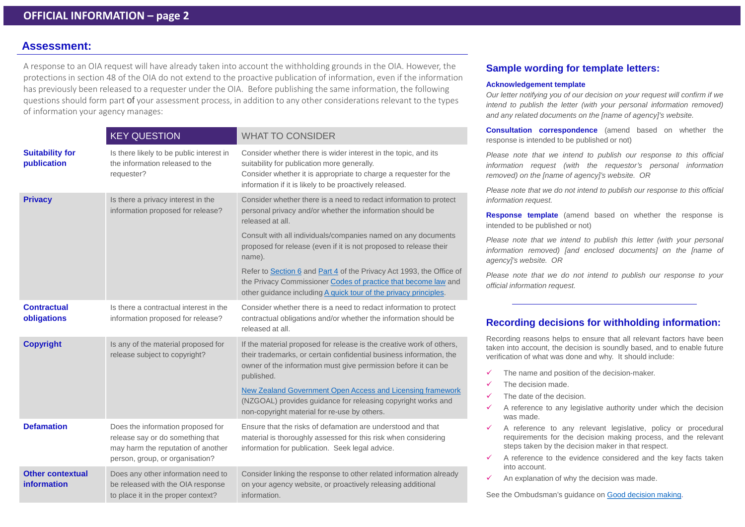## Assessment:

A response to an OIA request will have already taken into account the withholding grounds in the OIA. However, the protections in section 48 of the OIA do not extend to the proactive publication of information, even if the information has previously been released to a requester under the OIA. Before publishing the same information, the following questions should form part of your assessment process, in addition to any other considerations relevant to the types of information your agency manages:

| | KEY QUESTION | WHAT TO CONSIDER |
|---|---|---|
| **Suitability for publication** | Is there likely to be public interest in the information released to the requester? | Consider whether there is wider interest in the topic, and its suitability for publication more generally.<br>Consider whether it is appropriate to charge a requester for the information if it is likely to be proactively released. |
| **Privacy** | Is there a privacy interest in the information proposed for release? | Consider whether there is a need to redact information to protect personal privacy and/or whether the information should be released at all.<br><br>Consult with all individuals/companies named on any documents proposed for release (even if it is not proposed to release their name).<br><br>Refer to Section 6 and Part 4 of the Privacy Act 1993, the Office of the Privacy Commissioner Codes of practice that become law and other guidance including A quick tour of the privacy principles. |
| **Contractual obligations** | Is there a contractual interest in the information proposed for release? | Consider whether there is a need to redact information to protect contractual obligations and/or whether the information should be released at all. |
| **Copyright** | Is any of the material proposed for release subject to copyright? | If the material proposed for release is the creative work of others, their trademarks, or certain confidential business information, the owner of the information must give permission before it can be published.<br><br>New Zealand Government Open Access and Licensing framework (NZGOAL) provides guidance for releasing copyright works and non-copyright material for re-use by others. |
| **Defamation** | Does the information proposed for release say or do something that may harm the reputation of another person, group, or organisation? | Ensure that the risks of defamation are understood and that material is thoroughly assessed for this risk when considering information for publication. Seek legal advice. |
| **Other contextual information** | Does any other information need to be released with the OIA response to place it in the proper context? | Consider linking the response to other related information already on your agency website, or proactively releasing additional information. |

## Sample wording for template letters:

**Acknowledgement template**

*Our letter notifying you of our decision on your request will confirm if we intend to publish the letter (with your personal information removed) and any related documents on the [name of agency]'s website.*

**Consultation correspondence** (amend based on whether the response is intended to be published or not)

*Please note that we intend to publish our response to this official information request (with the requestor's personal information removed) on the [name of agency]'s website. OR*

*Please note that we do not intend to publish our response to this official information request.*

**Response template** (amend based on whether the response is intended to be published or not)

*Please note that we intend to publish this letter (with your personal information removed) [and enclosed documents] on the [name of agency]'s website. OR*

*Please note that we do not intend to publish our response to your official information request.*

## Recording decisions for withholding information:

Recording reasons helps to ensure that all relevant factors have been taken into account, the decision is soundly based, and to enable future verification of what was done and why. It should include:

- ✓ The name and position of the decision-maker.
- ✓ The decision made.
- ✓ The date of the decision.
- ✓ A reference to any legislative authority under which the decision was made.
- ✓ A reference to any relevant legislative, policy or procedural requirements for the decision making process, and the relevant steps taken by the decision maker in that respect.
- ✓ A reference to the evidence considered and the key facts taken into account.
- ✓ An explanation of why the decision was made.

See the Ombudsman's guidance on Good decision making.